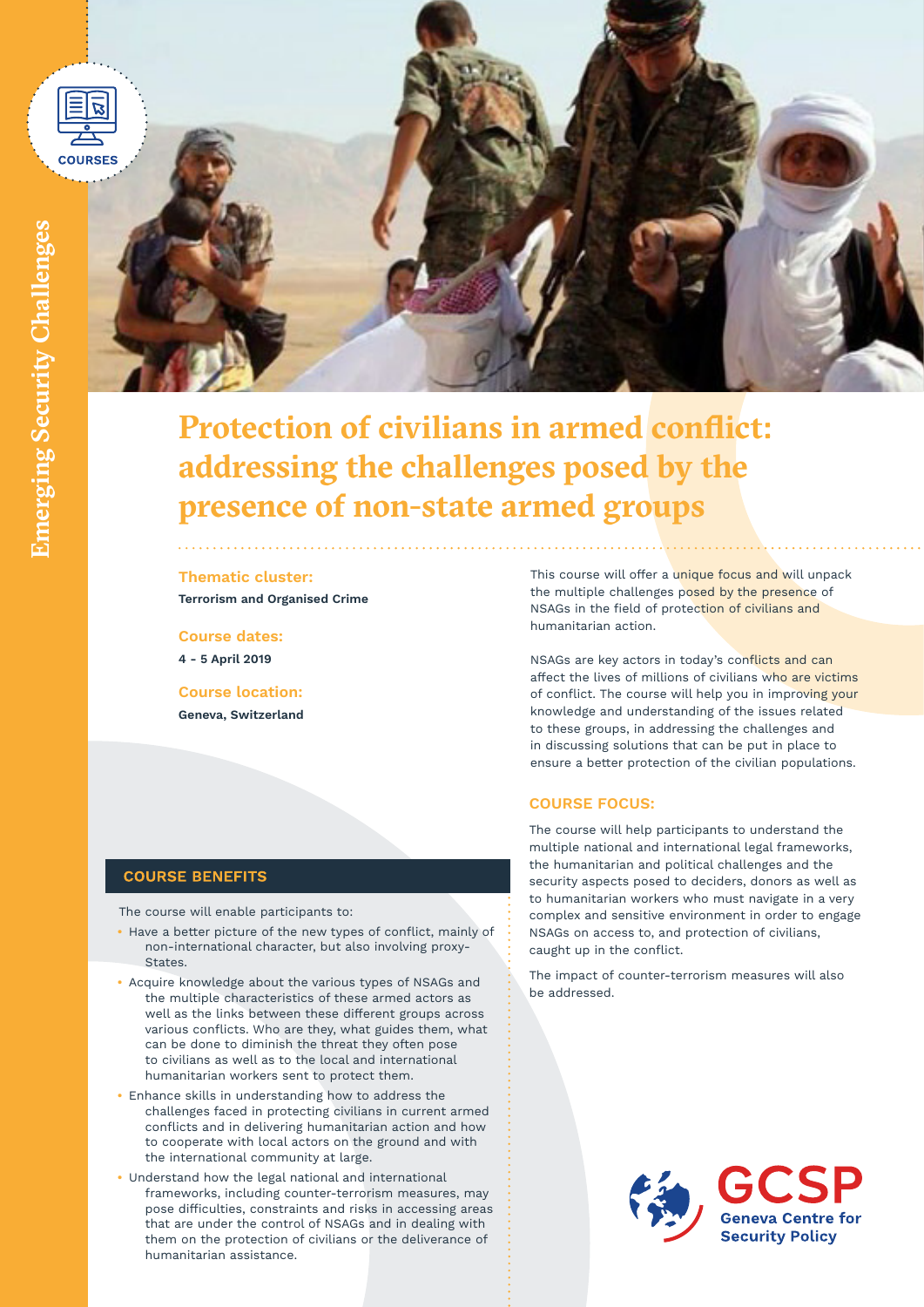Emerging Security Challenges

COURSES

# Protection of civilians in armed conflict: addressing the challenges posed by the presence of non-state armed groups

**Thematic cluster:**
**Terrorism and Organised Crime**

**Course dates:**
**4 - 5 April 2019**

**Course location:**
**Geneva, Switzerland**

This course will offer a unique focus and will unpack the multiple challenges posed by the presence of NSAGs in the field of protection of civilians and humanitarian action.

NSAGs are key actors in today's conflicts and can affect the lives of millions of civilians who are victims of conflict. The course will help you in improving your knowledge and understanding of the issues related to these groups, in addressing the challenges and in discussing solutions that can be put in place to ensure a better protection of the civilian populations.

## COURSE FOCUS:

The course will help participants to understand the multiple national and international legal frameworks, the humanitarian and political challenges and the security aspects posed to deciders, donors as well as to humanitarian workers who must navigate in a very complex and sensitive environment in order to engage NSAGs on access to, and protection of civilians, caught up in the conflict.

The impact of counter-terrorism measures will also be addressed.

## COURSE BENEFITS

The course will enable participants to:

- Have a better picture of the new types of conflict, mainly of non-international character, but also involving proxy-States.
- Acquire knowledge about the various types of NSAGs and the multiple characteristics of these armed actors as well as the links between these different groups across various conflicts. Who are they, what guides them, what can be done to diminish the threat they often pose to civilians as well as to the local and international humanitarian workers sent to protect them.
- Enhance skills in understanding how to address the challenges faced in protecting civilians in current armed conflicts and in delivering humanitarian action and how to cooperate with local actors on the ground and with the international community at large.
- Understand how the legal national and international frameworks, including counter-terrorism measures, may pose difficulties, constraints and risks in accessing areas that are under the control of NSAGs and in dealing with them on the protection of civilians or the deliverance of humanitarian assistance.

GCSP Geneva Centre for Security Policy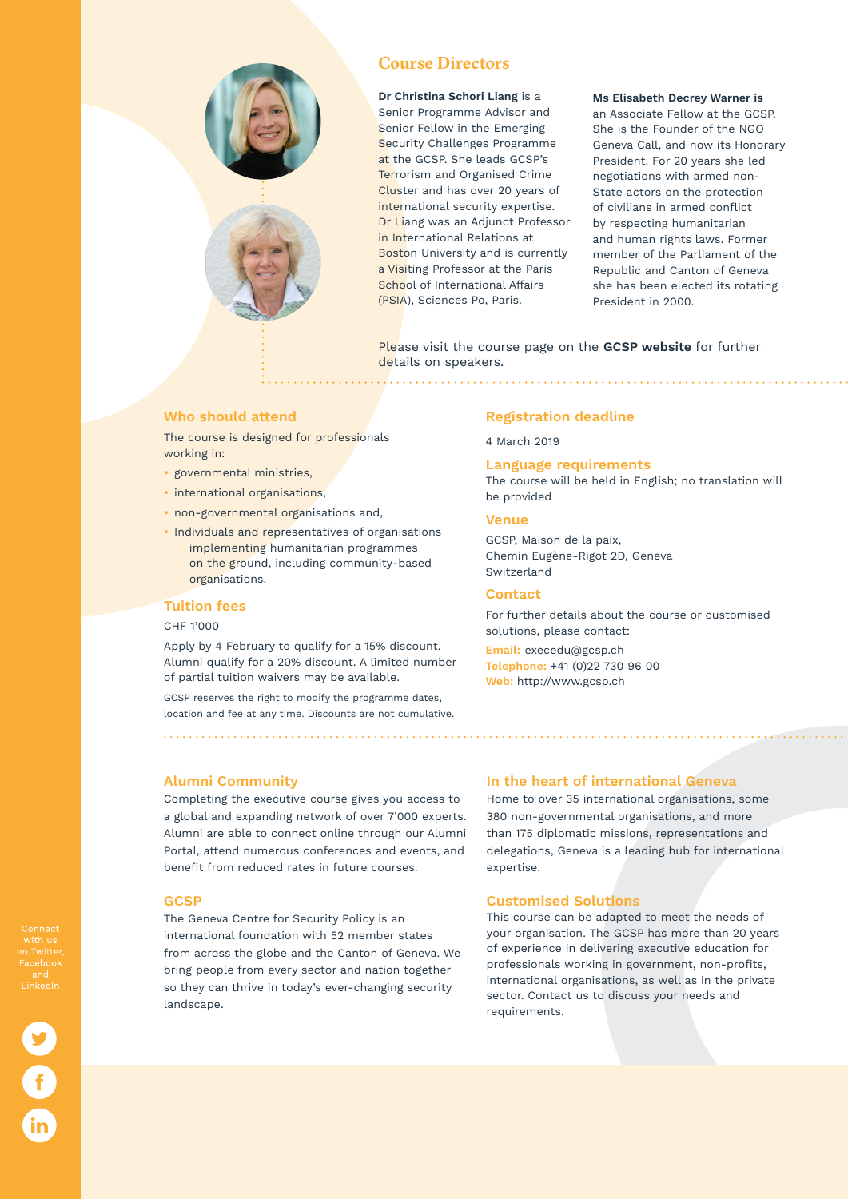## Course Directors

**Dr Christina Schori Liang** is a Senior Programme Advisor and Senior Fellow in the Emerging Security Challenges Programme at the GCSP. She leads GCSP's Terrorism and Organised Crime Cluster and has over 20 years of international security expertise. Dr Liang was an Adjunct Professor in International Relations at Boston University and is currently a Visiting Professor at the Paris School of International Affairs (PSIA), Sciences Po, Paris.

**Ms Elisabeth Decrey Warner is** an Associate Fellow at the GCSP. She is the Founder of the NGO Geneva Call, and now its Honorary President. For 20 years she led negotiations with armed non-State actors on the protection of civilians in armed conflict by respecting humanitarian and human rights laws. Former member of the Parliament of the Republic and Canton of Geneva she has been elected its rotating President in 2000.

Please visit the course page on the **GCSP website** for further details on speakers.

### Who should attend

The course is designed for professionals working in:

- governmental ministries,
- international organisations,
- non-governmental organisations and,
- Individuals and representatives of organisations implementing humanitarian programmes on the ground, including community-based organisations.

### Tuition fees

CHF 1'000

Apply by 4 February to qualify for a 15% discount. Alumni qualify for a 20% discount. A limited number of partial tuition waivers may be available.

GCSP reserves the right to modify the programme dates, location and fee at any time. Discounts are not cumulative.

### Registration deadline

4 March 2019

### Language requirements

The course will be held in English; no translation will be provided

### Venue

GCSP, Maison de la paix,
Chemin Eugène-Rigot 2D, Geneva
Switzerland

### Contact

For further details about the course or customised solutions, please contact:

**Email:** execedu@gcsp.ch
**Telephone:** +41 (0)22 730 96 00
**Web:** http://www.gcsp.ch

### Alumni Community

Completing the executive course gives you access to a global and expanding network of over 7'000 experts. Alumni are able to connect online through our Alumni Portal, attend numerous conferences and events, and benefit from reduced rates in future courses.

### GCSP

The Geneva Centre for Security Policy is an international foundation with 52 member states from across the globe and the Canton of Geneva. We bring people from every sector and nation together so they can thrive in today's ever-changing security landscape.

### In the heart of international Geneva

Home to over 35 international organisations, some 380 non-governmental organisations, and more than 175 diplomatic missions, representations and delegations, Geneva is a leading hub for international expertise.

### Customised Solutions

This course can be adapted to meet the needs of your organisation. The GCSP has more than 20 years of experience in delivering executive education for professionals working in government, non-profits, international organisations, as well as in the private sector. Contact us to discuss your needs and requirements.

Connect with us on Twitter, Facebook and LinkedIn